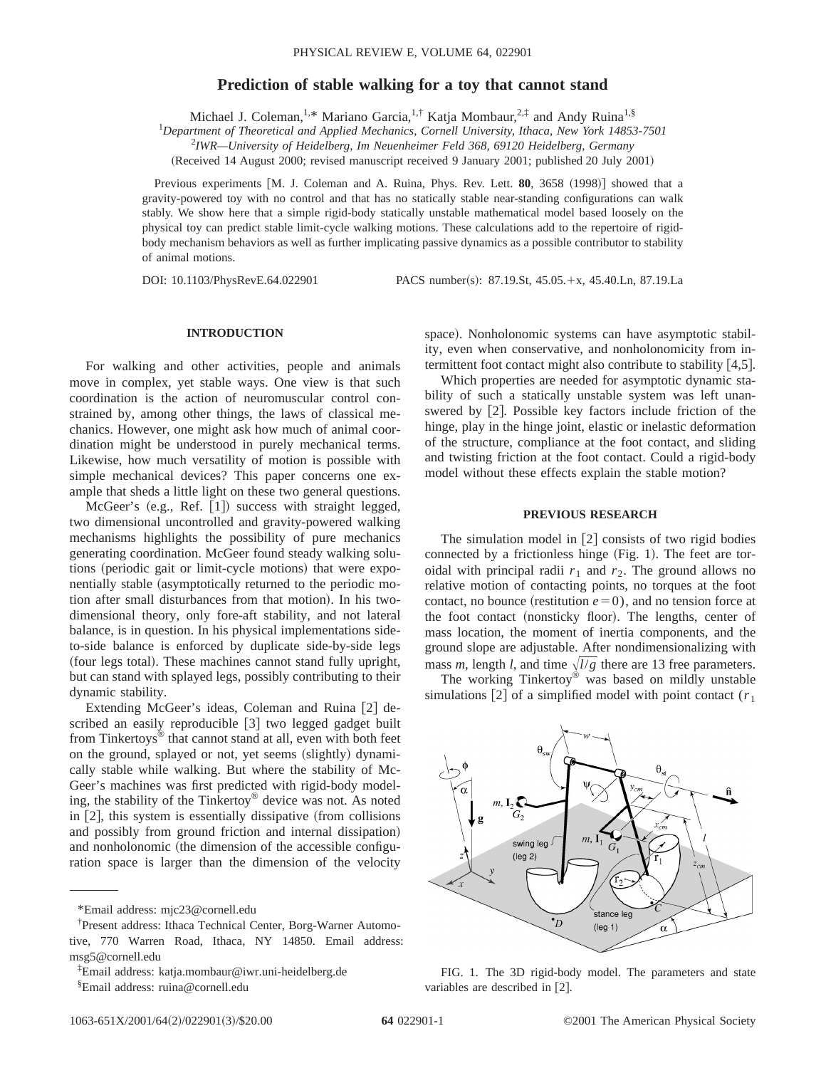# Prediction of stable walking for a toy that cannot stand

Michael J. Coleman,[1,*] Mariano Garcia,[1,†] Katja Mombaur,[2,‡] and Andy Ruina[1,§]

[1]*Department of Theoretical and Applied Mechanics, Cornell University, Ithaca, New York 14853-7501*

[2]*IWR—University of Heidelberg, Im Neuenheimer Feld 368, 69120 Heidelberg, Germany*

(Received 14 August 2000; revised manuscript received 9 January 2001; published 20 July 2001)

Previous experiments [M. J. Coleman and A. Ruina, Phys. Rev. Lett. **80**, 3658 (1998)] showed that a gravity-powered toy with no control and that has no statically stable near-standing configurations can walk stably. We show here that a simple rigid-body statically unstable mathematical model based loosely on the physical toy can predict stable limit-cycle walking motions. These calculations add to the repertoire of rigid-body mechanism behaviors as well as further implicating passive dynamics as a possible contributor to stability of animal motions.

DOI: 10.1103/PhysRevE.64.022901 PACS number(s): 87.19.St, 45.05.+x, 45.40.Ln, 87.19.La

## INTRODUCTION

For walking and other activities, people and animals move in complex, yet stable ways. One view is that such coordination is the action of neuromuscular control constrained by, among other things, the laws of classical mechanics. However, one might ask how much of animal coordination might be understood in purely mechanical terms. Likewise, how much versatility of motion is possible with simple mechanical devices? This paper concerns one example that sheds a little light on these two general questions.

McGeer's (e.g., Ref. [1]) success with straight legged, two dimensional uncontrolled and gravity-powered walking mechanisms highlights the possibility of pure mechanics generating coordination. McGeer found steady walking solutions (periodic gait or limit-cycle motions) that were exponentially stable (asymptotically returned to the periodic motion after small disturbances from that motion). In his two-dimensional theory, only fore-aft stability, and not lateral balance, is in question. In his physical implementations side-to-side balance is enforced by duplicate side-by-side legs (four legs total). These machines cannot stand fully upright, but can stand with splayed legs, possibly contributing to their dynamic stability.

Extending McGeer's ideas, Coleman and Ruina [2] described an easily reproducible [3] two legged gadget built from Tinkertoys® that cannot stand at all, even with both feet on the ground, splayed or not, yet seems (slightly) dynamically stable while walking. But where the stability of McGeer's machines was first predicted with rigid-body modeling, the stability of the Tinkertoy® device was not. As noted in [2], this system is essentially dissipative (from collisions and possibly from ground friction and internal dissipation) and nonholonomic (the dimension of the accessible configuration space is larger than the dimension of the velocity space). Nonholonomic systems can have asymptotic stability, even when conservative, and nonholonomicity from intermittent foot contact might also contribute to stability [4,5].

Which properties are needed for asymptotic dynamic stability of such a statically unstable system was left unanswered by [2]. Possible key factors include friction of the hinge, play in the hinge joint, elastic or inelastic deformation of the structure, compliance at the foot contact, and sliding and twisting friction at the foot contact. Could a rigid-body model without these effects explain the stable motion?

## PREVIOUS RESEARCH

The simulation model in [2] consists of two rigid bodies connected by a frictionless hinge (Fig. 1). The feet are toroidal with principal radii $r_1$ and $r_2$. The ground allows no relative motion of contacting points, no torques at the foot contact, no bounce (restitution $e=0$), and no tension force at the foot contact (nonsticky floor). The lengths, center of mass location, the moment of inertia components, and the ground slope are adjustable. After nondimensionalizing with mass $m$, length $l$, and time $\sqrt{l/g}$ there are 13 free parameters.

The working Tinkertoy® was based on mildly unstable simulations [2] of a simplified model with point contact ($r_1$

FIG. 1. The 3D rigid-body model. The parameters and state variables are described in [2].

---

*Email address: mjc23@cornell.edu

†Present address: Ithaca Technical Center, Borg-Warner Automotive, 770 Warren Road, Ithaca, NY 14850. Email address: msg5@cornell.edu

‡Email address: katja.mombaur@iwr.uni-heidelberg.de

§Email address: ruina@cornell.edu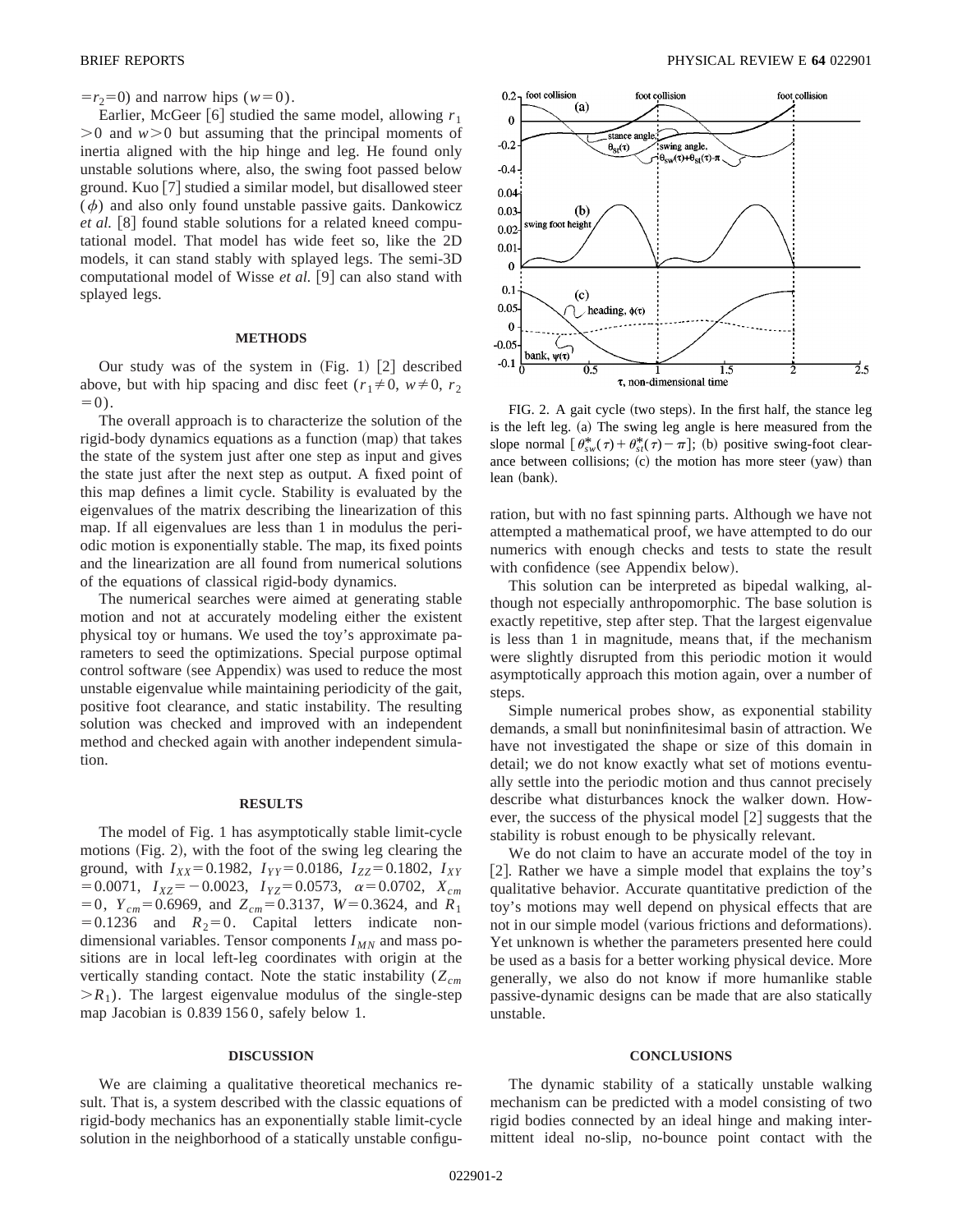$=r_2=0$) and narrow hips ($w=0$).

Earlier, McGeer [6] studied the same model, allowing $r_1>0$ and $w>0$ but assuming that the principal moments of inertia aligned with the hip hinge and leg. He found only unstable solutions where, also, the swing foot passed below ground. Kuo [7] studied a similar model, but disallowed steer ($\phi$) and also only found unstable passive gaits. Dankowicz *et al.* [8] found stable solutions for a related kneed computational model. That model has wide feet so, like the 2D models, it can stand stably with splayed legs. The semi-3D computational model of Wisse *et al.* [9] can also stand with splayed legs.

## METHODS

Our study was of the system in (Fig. 1) [2] described above, but with hip spacing and disc feet ($r_1\neq 0$, $w\neq 0$, $r_2=0$).

The overall approach is to characterize the solution of the rigid-body dynamics equations as a function (map) that takes the state of the system just after one step as input and gives the state just after the next step as output. A fixed point of this map defines a limit cycle. Stability is evaluated by the eigenvalues of the matrix describing the linearization of this map. If all eigenvalues are less than 1 in modulus the periodic motion is exponentially stable. The map, its fixed points and the linearization are all found from numerical solutions of the equations of classical rigid-body dynamics.

The numerical searches were aimed at generating stable motion and not at accurately modeling either the existent physical toy or humans. We used the toy's approximate parameters to seed the optimizations. Special purpose optimal control software (see Appendix) was used to reduce the most unstable eigenvalue while maintaining periodicity of the gait, positive foot clearance, and static instability. The resulting solution was checked and improved with an independent method and checked again with another independent simulation.

## RESULTS

The model of Fig. 1 has asymptotically stable limit-cycle motions (Fig. 2), with the foot of the swing leg clearing the ground, with $I_{XX}=0.1982$, $I_{YY}=0.0186$, $I_{ZZ}=0.1802$, $I_{XY}=0.0071$, $I_{XZ}=-0.0023$, $I_{YZ}=0.0573$, $\alpha=0.0702$, $X_{cm}=0$, $Y_{cm}=0.6969$, and $Z_{cm}=0.3137$, $W=0.3624$, and $R_1=0.1236$ and $R_2=0$. Capital letters indicate nondimensional variables. Tensor components $I_{MN}$ and mass positions are in local left-leg coordinates with origin at the vertically standing contact. Note the static instability ($Z_{cm}>R_1$). The largest eigenvalue modulus of the single-step map Jacobian is 0.839 156 0, safely below 1.

## DISCUSSION

We are claiming a qualitative theoretical mechanics result. That is, a system described with the classic equations of rigid-body mechanics has an exponentially stable limit-cycle solution in the neighborhood of a statically unstable configuration, but with no fast spinning parts. Although we have not attempted a mathematical proof, we have attempted to do our numerics with enough checks and tests to state the result with confidence (see Appendix below).

FIG. 2. A gait cycle (two steps). In the first half, the stance leg is the left leg. (a) The swing leg angle is here measured from the slope normal [$\theta^*_{sw}(\tau)+\theta^*_{st}(\tau)-\pi$]; (b) positive swing-foot clearance between collisions; (c) the motion has more steer (yaw) than lean (bank).

This solution can be interpreted as bipedal walking, although not especially anthropomorphic. The base solution is exactly repetitive, step after step. That the largest eigenvalue is less than 1 in magnitude, means that, if the mechanism were slightly disrupted from this periodic motion it would asymptotically approach this motion again, over a number of steps.

Simple numerical probes show, as exponential stability demands, a small but noninfinitesimal basin of attraction. We have not investigated the shape or size of this domain in detail; we do not know exactly what set of motions eventually settle into the periodic motion and thus cannot precisely describe what disturbances knock the walker down. However, the success of the physical model [2] suggests that the stability is robust enough to be physically relevant.

We do not claim to have an accurate model of the toy in [2]. Rather we have a simple model that explains the toy's qualitative behavior. Accurate quantitative prediction of the toy's motions may well depend on physical effects that are not in our simple model (various frictions and deformations). Yet unknown is whether the parameters presented here could be used as a basis for a better working physical device. More generally, we also do not know if more humanlike stable passive-dynamic designs can be made that are also statically unstable.

## CONCLUSIONS

The dynamic stability of a statically unstable walking mechanism can be predicted with a model consisting of two rigid bodies connected by an ideal hinge and making intermittent ideal no-slip, no-bounce point contact with the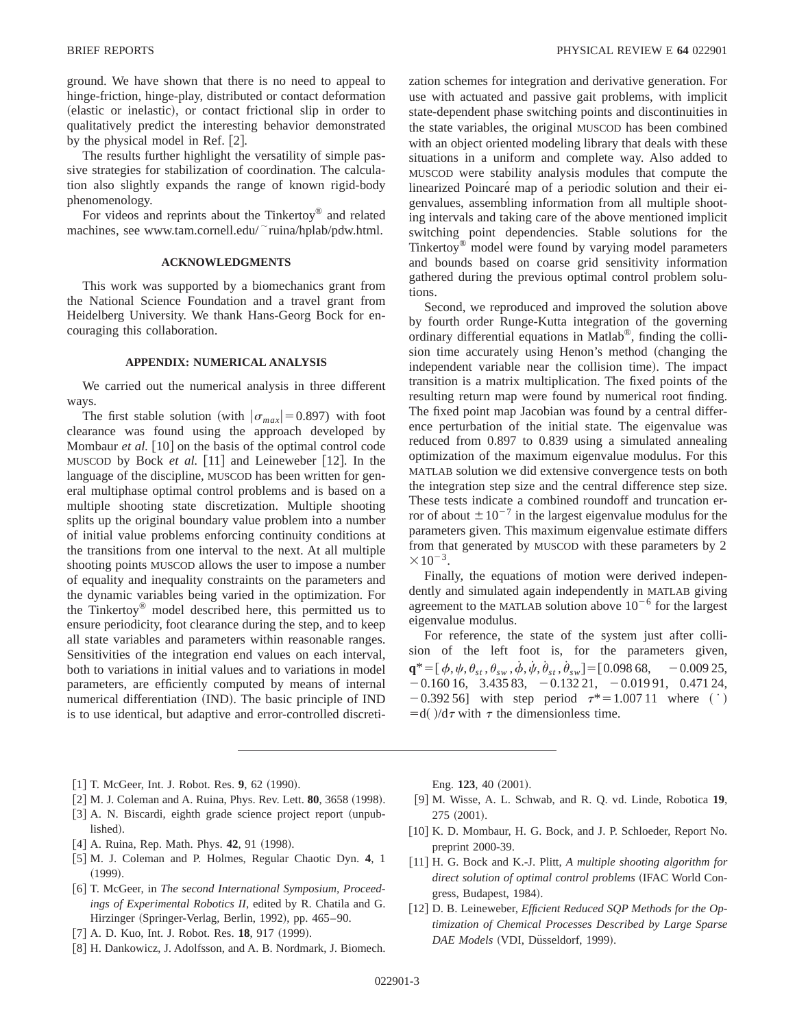ground. We have shown that there is no need to appeal to hinge-friction, hinge-play, distributed or contact deformation (elastic or inelastic), or contact frictional slip in order to qualitatively predict the interesting behavior demonstrated by the physical model in Ref. [2].

The results further highlight the versatility of simple passive strategies for stabilization of coordination. The calculation also slightly expands the range of known rigid-body phenomenology.

For videos and reprints about the Tinkertoy® and related machines, see www.tam.cornell.edu/~ruina/hplab/pdw.html.

## ACKNOWLEDGMENTS

This work was supported by a biomechanics grant from the National Science Foundation and a travel grant from Heidelberg University. We thank Hans-Georg Bock for encouraging this collaboration.

## APPENDIX: NUMERICAL ANALYSIS

We carried out the numerical analysis in three different ways.

The first stable solution (with $|\sigma_{max}|=0.897$) with foot clearance was found using the approach developed by Mombaur *et al.* [10] on the basis of the optimal control code MUSCOD by Bock *et al.* [11] and Leineweber [12]. In the language of the discipline, MUSCOD has been written for general multiphase optimal control problems and is based on a multiple shooting state discretization. Multiple shooting splits up the original boundary value problem into a number of initial value problems enforcing continuity conditions at the transitions from one interval to the next. At all multiple shooting points MUSCOD allows the user to impose a number of equality and inequality constraints on the parameters and the dynamic variables being varied in the optimization. For the Tinkertoy® model described here, this permitted us to ensure periodicity, foot clearance during the step, and to keep all state variables and parameters within reasonable ranges. Sensitivities of the integration end values on each interval, both to variations in initial values and to variations in model parameters, are efficiently computed by means of internal numerical differentiation (IND). The basic principle of IND is to use identical, but adaptive and error-controlled discretization schemes for integration and derivative generation. For use with actuated and passive gait problems, with implicit state-dependent phase switching points and discontinuities in the state variables, the original MUSCOD has been combined with an object oriented modeling library that deals with these situations in a uniform and complete way. Also added to MUSCOD were stability analysis modules that compute the linearized Poincaré map of a periodic solution and their eigenvalues, assembling information from all multiple shooting intervals and taking care of the above mentioned implicit switching point dependencies. Stable solutions for the Tinkertoy® model were found by varying model parameters and bounds based on coarse grid sensitivity information gathered during the previous optimal control problem solutions.

Second, we reproduced and improved the solution above by fourth order Runge-Kutta integration of the governing ordinary differential equations in Matlab®, finding the collision time accurately using Henon's method (changing the independent variable near the collision time). The impact transition is a matrix multiplication. The fixed points of the resulting return map were found by numerical root finding. The fixed point map Jacobian was found by a central difference perturbation of the initial state. The eigenvalue was reduced from 0.897 to 0.839 using a simulated annealing optimization of the maximum eigenvalue modulus. For this MATLAB solution we did extensive convergence tests on both the integration step size and the central difference step size. These tests indicate a combined roundoff and truncation error of about $\pm 10^{-7}$ in the largest eigenvalue modulus for the parameters given. This maximum eigenvalue estimate differs from that generated by MUSCOD with these parameters by $2\times 10^{-3}$.

Finally, the equations of motion were derived independently and simulated again independently in MATLAB giving agreement to the MATLAB solution above $10^{-6}$ for the largest eigenvalue modulus.

For reference, the state of the system just after collision of the left foot is, for the parameters given, $\mathbf{q}^*=[\phi,\psi,\theta_{st},\theta_{sw},\dot{\phi},\dot{\psi},\dot{\theta}_{st},\dot{\theta}_{sw}]=[0.098\,68, \; -0.009\,25, \; -0.160\,16, \; 3.435\,83, \; -0.132\,21, \; -0.019\,91, \; 0.471\,24, \; -0.392\,56]$ with step period $\tau^*=1.007\,11$ where $(\dot{\ })=d(\,)/d\tau$ with $\tau$ the dimensionless time.

---

[1] T. McGeer, Int. J. Robot. Res. **9**, 62 (1990).

[2] M. J. Coleman and A. Ruina, Phys. Rev. Lett. **80**, 3658 (1998).

[3] A. N. Biscardi, eighth grade science project report (unpublished).

[4] A. Ruina, Rep. Math. Phys. **42**, 91 (1998).

[5] M. J. Coleman and P. Holmes, Regular Chaotic Dyn. **4**, 1 (1999).

[6] T. McGeer, in *The second International Symposium, Proceedings of Experimental Robotics II*, edited by R. Chatila and G. Hirzinger (Springer-Verlag, Berlin, 1992), pp. 465–90.

[7] A. D. Kuo, Int. J. Robot. Res. **18**, 917 (1999).

[8] H. Dankowicz, J. Adolfsson, and A. B. Nordmark, J. Biomech. Eng. **123**, 40 (2001).

[9] M. Wisse, A. L. Schwab, and R. Q. vd. Linde, Robotica **19**, 275 (2001).

[10] K. D. Mombaur, H. G. Bock, and J. P. Schloeder, Report No. preprint 2000-39.

[11] H. G. Bock and K.-J. Plitt, *A multiple shooting algorithm for direct solution of optimal control problems* (IFAC World Congress, Budapest, 1984).

[12] D. B. Leineweber, *Efficient Reduced SQP Methods for the Optimization of Chemical Processes Described by Large Sparse DAE Models* (VDI, Düsseldorf, 1999).